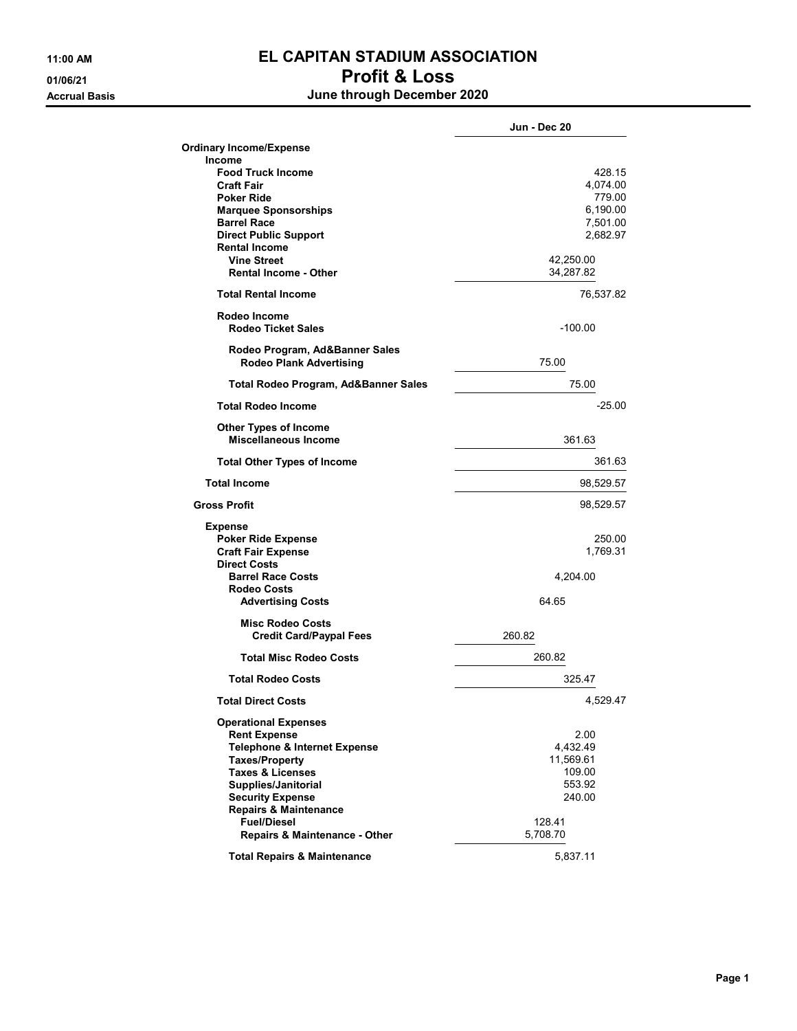# EL CAPITAN STADIUM ASSOCIATION

## Profit & Loss

### June through December 2020

11:00 AM
01/06/21
Accrual Basis

| | | Jun - Dec 20 |
|---|---|---|
| **Ordinary Income/Expense** | | |
| **Income** | | |
| **Food Truck Income** | | 428.15 |
| **Craft Fair** | | 4,074.00 |
| **Poker Ride** | | 779.00 |
| **Marquee Sponsorships** | | 6,190.00 |
| **Barrel Race** | | 7,501.00 |
| **Direct Public Support** | | 2,682.97 |
| **Rental Income** | | |
| **Vine Street** | 42,250.00 | |
| **Rental Income - Other** | 34,287.82 | |
| **Total Rental Income** | | 76,537.82 |
| **Rodeo Income** | | |
| **Rodeo Ticket Sales** | -100.00 | |
| **Rodeo Program, Ad&Banner Sales** | | |
| **Rodeo Plank Advertising** | 75.00 | |
| **Total Rodeo Program, Ad&Banner Sales** | 75.00 | |
| **Total Rodeo Income** | | -25.00 |
| **Other Types of Income** | | |
| **Miscellaneous Income** | 361.63 | |
| **Total Other Types of Income** | | 361.63 |
| **Total Income** | | 98,529.57 |
| **Gross Profit** | | 98,529.57 |
| **Expense** | | |
| **Poker Ride Expense** | | 250.00 |
| **Craft Fair Expense** | | 1,769.31 |
| **Direct Costs** | | |
| **Barrel Race Costs** | 4,204.00 | |
| **Rodeo Costs** | | |
| **Advertising Costs** | 64.65 | |
| **Misc Rodeo Costs** | | |
| **Credit Card/Paypal Fees** | 260.82 | |
| **Total Misc Rodeo Costs** | 260.82 | |
| **Total Rodeo Costs** | 325.47 | |
| **Total Direct Costs** | | 4,529.47 |
| **Operational Expenses** | | |
| **Rent Expense** | 2.00 | |
| **Telephone & Internet Expense** | 4,432.49 | |
| **Taxes/Property** | 11,569.61 | |
| **Taxes & Licenses** | 109.00 | |
| **Supplies/Janitorial** | 553.92 | |
| **Security Expense** | 240.00 | |
| **Repairs & Maintenance** | | |
| **Fuel/Diesel** | 128.41 | |
| **Repairs & Maintenance - Other** | 5,708.70 | |
| **Total Repairs & Maintenance** | 5,837.11 | |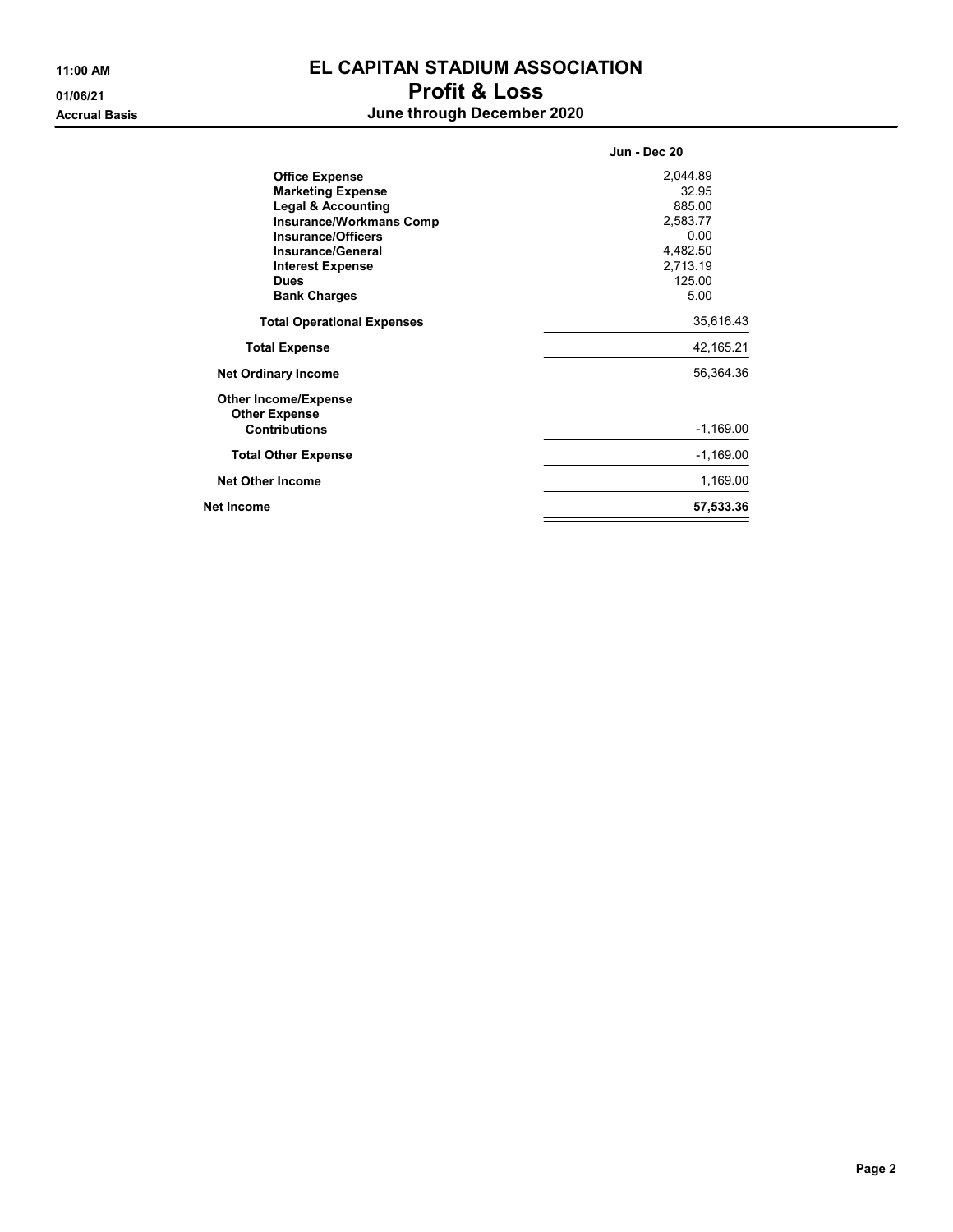# EL CAPITAN STADIUM ASSOCIATION

## Profit & Loss

### June through December 2020

11:00 AM
01/06/21
Accrual Basis

| | Jun - Dec 20 |
|---|---|
| Office Expense | 2,044.89 |
| Marketing Expense | 32.95 |
| Legal & Accounting | 885.00 |
| Insurance/Workmans Comp | 2,583.77 |
| Insurance/Officers | 0.00 |
| Insurance/General | 4,482.50 |
| Interest Expense | 2,713.19 |
| Dues | 125.00 |
| Bank Charges | 5.00 |
| **Total Operational Expenses** | 35,616.43 |
| **Total Expense** | 42,165.21 |
| **Net Ordinary Income** | 56,364.36 |
| **Other Income/Expense** | |
| **Other Expense** | |
| Contributions | -1,169.00 |
| **Total Other Expense** | -1,169.00 |
| **Net Other Income** | 1,169.00 |
| **Net Income** | **57,533.36** |